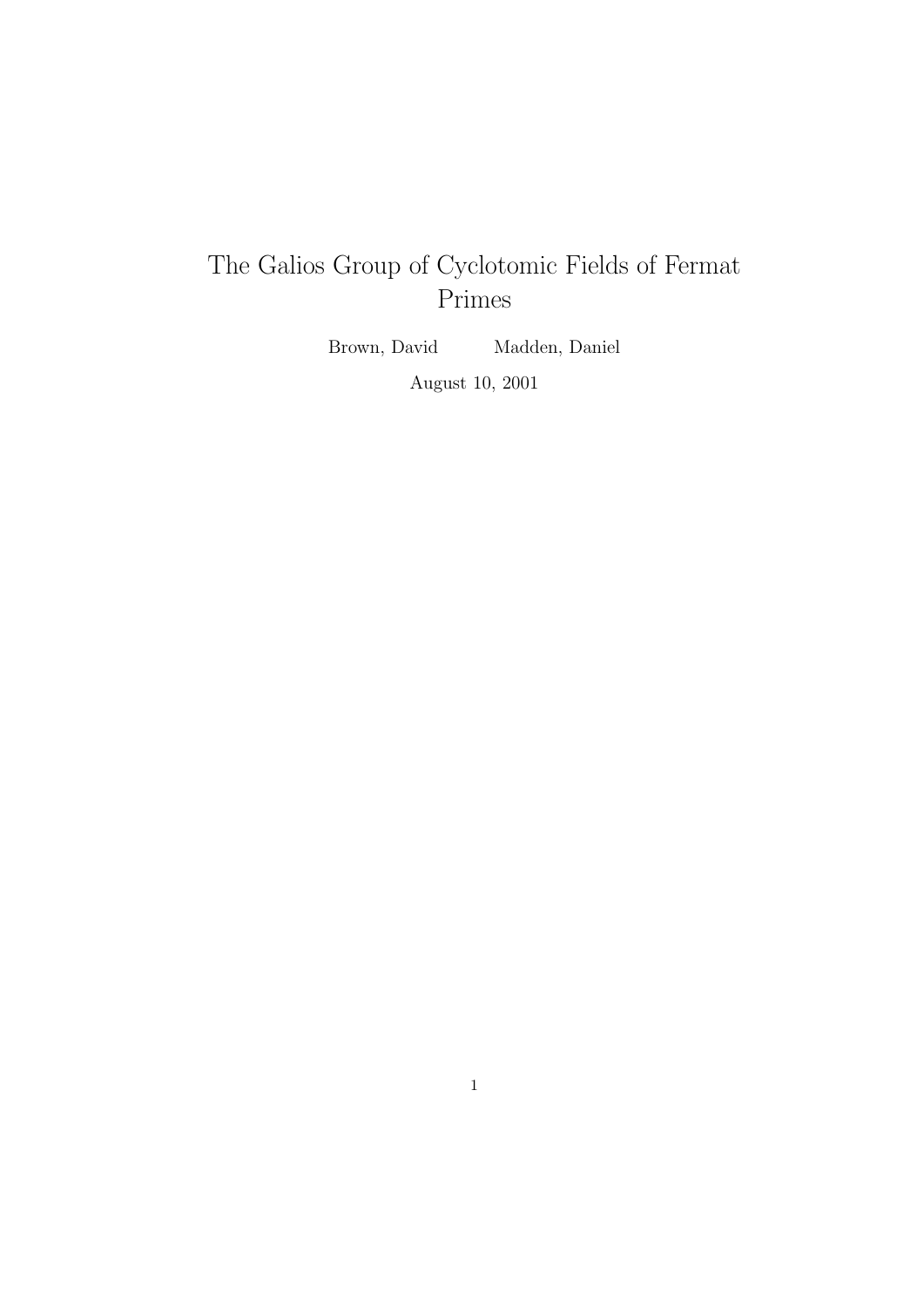# The Galios Group of Cyclotomic Fields of Fermat Primes

Brown, David Madden, Daniel

August 10, 2001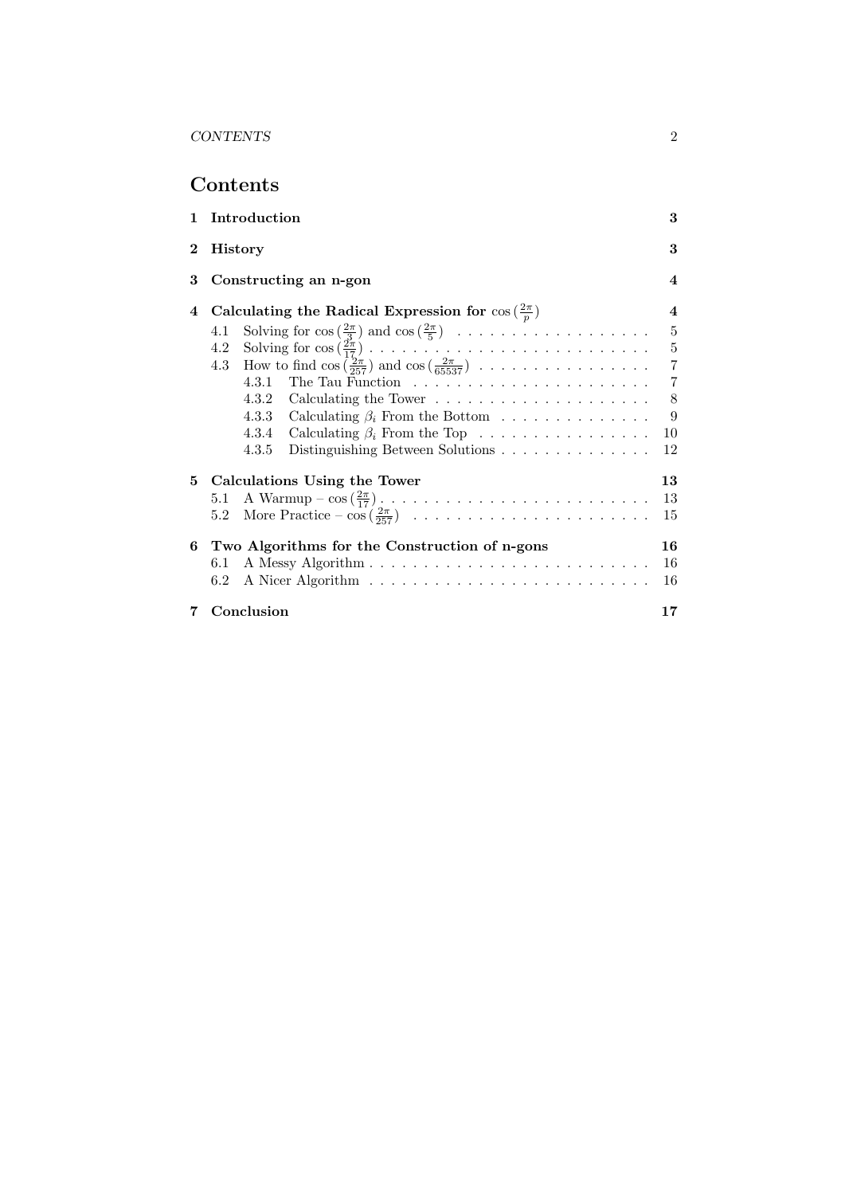# Contents

**1 Introduction** **3**

**2 History** **3**

**3 Constructing an n-gon** **4**

**4 Calculating the Radical Expression for $\cos\left(\frac{2\pi}{p}\right)$** **4**

- 4.1 Solving for $\cos\left(\frac{2\pi}{3}\right)$ and $\cos\left(\frac{2\pi}{5}\right)$ . . . . . 5
- 4.2 Solving for $\cos\left(\frac{2\pi}{17}\right)$ . . . . . 5
- 4.3 How to find $\cos\left(\frac{2\pi}{257}\right)$ and $\cos\left(\frac{2\pi}{65537}\right)$ . . . . . 7
  - 4.3.1 The Tau Function . . . . . 7
  - 4.3.2 Calculating the Tower . . . . . 8
  - 4.3.3 Calculating $\beta_i$ From the Bottom . . . . . 9
  - 4.3.4 Calculating $\beta_i$ From the Top . . . . . 10
  - 4.3.5 Distinguishing Between Solutions . . . . . 12

**5 Calculations Using the Tower** **13**

- 5.1 A Warmup – $\cos\left(\frac{2\pi}{17}\right)$ . . . . . 13
- 5.2 More Practice – $\cos\left(\frac{2\pi}{257}\right)$ . . . . . 15

**6 Two Algorithms for the Construction of n-gons** **16**

- 6.1 A Messy Algorithm . . . . . 16
- 6.2 A Nicer Algorithm . . . . . 16

**7 Conclusion** **17**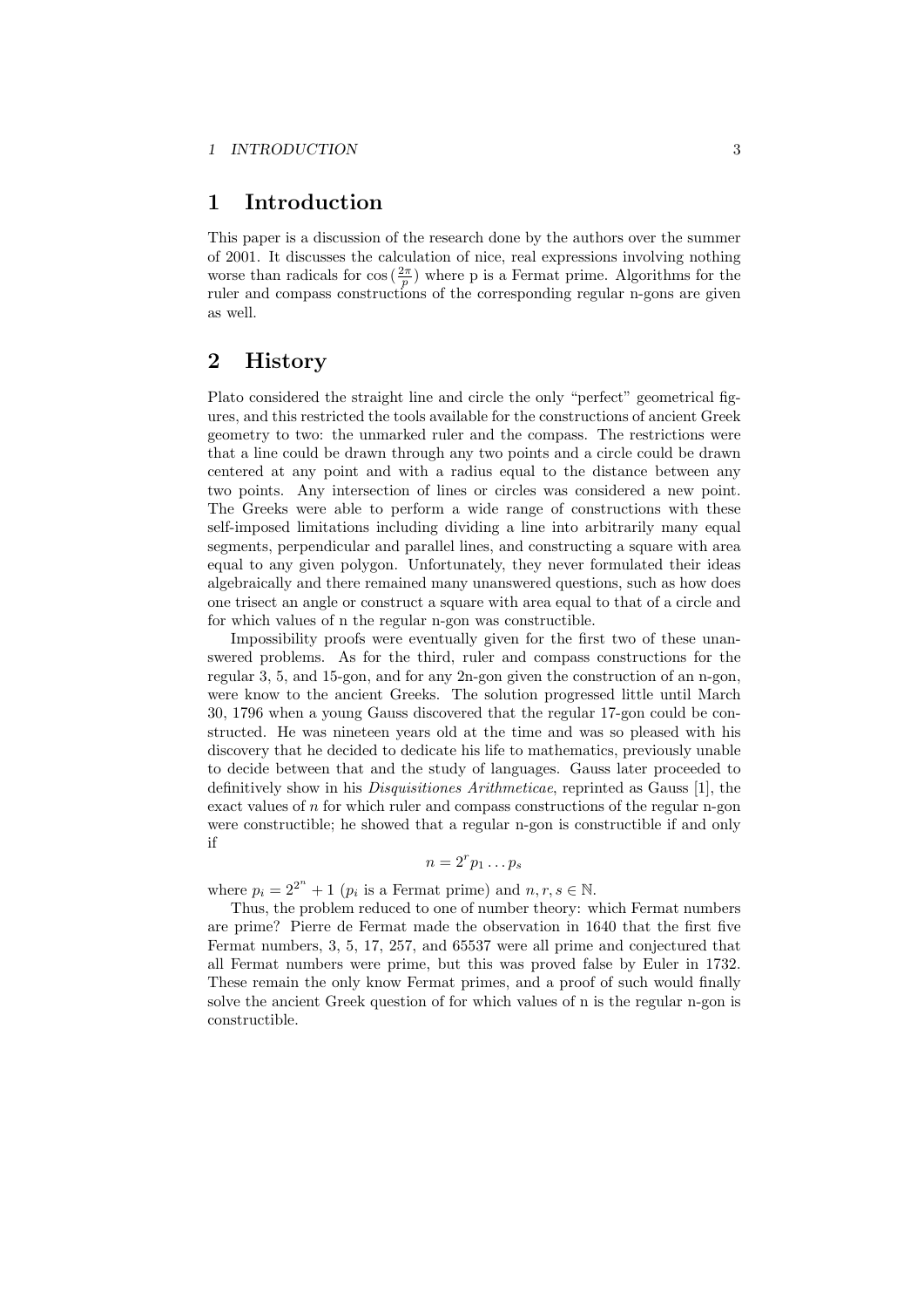# 1 Introduction

This paper is a discussion of the research done by the authors over the summer of 2001. It discusses the calculation of nice, real expressions involving nothing worse than radicals for $\cos\left(\frac{2\pi}{p}\right)$ where p is a Fermat prime. Algorithms for the ruler and compass constructions of the corresponding regular n-gons are given as well.

# 2 History

Plato considered the straight line and circle the only "perfect" geometrical figures, and this restricted the tools available for the constructions of ancient Greek geometry to two: the unmarked ruler and the compass. The restrictions were that a line could be drawn through any two points and a circle could be drawn centered at any point and with a radius equal to the distance between any two points. Any intersection of lines or circles was considered a new point. The Greeks were able to perform a wide range of constructions with these self-imposed limitations including dividing a line into arbitrarily many equal segments, perpendicular and parallel lines, and constructing a square with area equal to any given polygon. Unfortunately, they never formulated their ideas algebraically and there remained many unanswered questions, such as how does one trisect an angle or construct a square with area equal to that of a circle and for which values of n the regular n-gon was constructible.

Impossibility proofs were eventually given for the first two of these unanswered problems. As for the third, ruler and compass constructions for the regular 3, 5, and 15-gon, and for any 2n-gon given the construction of an n-gon, were know to the ancient Greeks. The solution progressed little until March 30, 1796 when a young Gauss discovered that the regular 17-gon could be constructed. He was nineteen years old at the time and was so pleased with his discovery that he decided to dedicate his life to mathematics, previously unable to decide between that and the study of languages. Gauss later proceeded to definitively show in his *Disquisitiones Arithmeticae*, reprinted as Gauss [1], the exact values of $n$ for which ruler and compass constructions of the regular n-gon were constructible; he showed that a regular n-gon is constructible if and only if

$$n = 2^r p_1 \dots p_s$$

where $p_i = 2^{2^n} + 1$ ($p_i$ is a Fermat prime) and $n, r, s \in \mathbb{N}$.

Thus, the problem reduced to one of number theory: which Fermat numbers are prime? Pierre de Fermat made the observation in 1640 that the first five Fermat numbers, 3, 5, 17, 257, and 65537 were all prime and conjectured that all Fermat numbers were prime, but this was proved false by Euler in 1732. These remain the only know Fermat primes, and a proof of such would finally solve the ancient Greek question of for which values of n is the regular n-gon is constructible.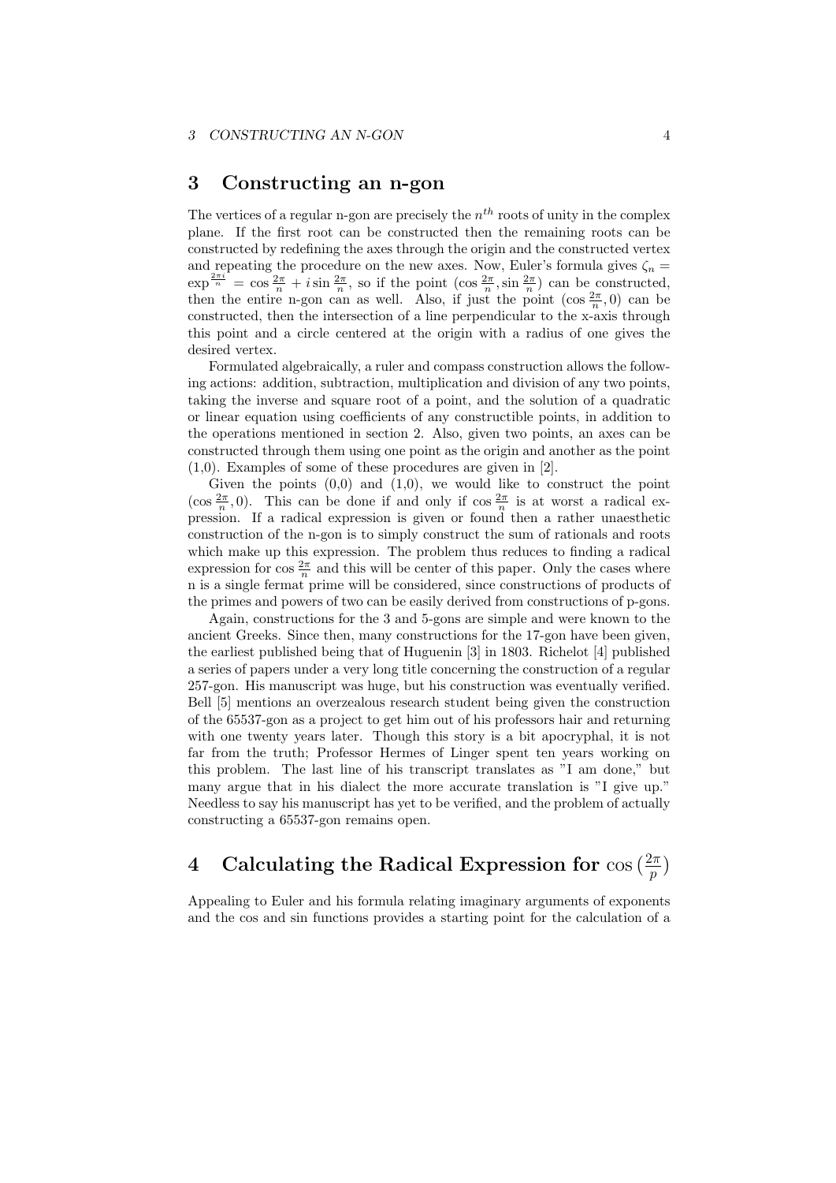## 3 Constructing an n-gon

The vertices of a regular n-gon are precisely the $n^{th}$ roots of unity in the complex plane. If the first root can be constructed then the remaining roots can be constructed by redefining the axes through the origin and the constructed vertex and repeating the procedure on the new axes. Now, Euler's formula gives $\zeta_n = \exp^{\frac{2\pi i}{n}} = \cos\frac{2\pi}{n} + i\sin\frac{2\pi}{n}$, so if the point $(\cos\frac{2\pi}{n}, \sin\frac{2\pi}{n})$ can be constructed, then the entire n-gon can as well. Also, if just the point $(\cos\frac{2\pi}{n}, 0)$ can be constructed, then the intersection of a line perpendicular to the x-axis through this point and a circle centered at the origin with a radius of one gives the desired vertex.

Formulated algebraically, a ruler and compass construction allows the following actions: addition, subtraction, multiplication and division of any two points, taking the inverse and square root of a point, and the solution of a quadratic or linear equation using coefficients of any constructible points, in addition to the operations mentioned in section 2. Also, given two points, an axes can be constructed through them using one point as the origin and another as the point (1,0). Examples of some of these procedures are given in [2].

Given the points (0,0) and (1,0), we would like to construct the point $(\cos\frac{2\pi}{n}, 0)$. This can be done if and only if $\cos\frac{2\pi}{n}$ is at worst a radical expression. If a radical expression is given or found then a rather unaesthetic construction of the n-gon is to simply construct the sum of rationals and roots which make up this expression. The problem thus reduces to finding a radical expression for $\cos\frac{2\pi}{n}$ and this will be center of this paper. Only the cases where n is a single fermat prime will be considered, since constructions of products of the primes and powers of two can be easily derived from constructions of p-gons.

Again, constructions for the 3 and 5-gons are simple and were known to the ancient Greeks. Since then, many constructions for the 17-gon have been given, the earliest published being that of Huguenin [3] in 1803. Richelot [4] published a series of papers under a very long title concerning the construction of a regular 257-gon. His manuscript was huge, but his construction was eventually verified. Bell [5] mentions an overzealous research student being given the construction of the 65537-gon as a project to get him out of his professors hair and returning with one twenty years later. Though this story is a bit apocryphal, it is not far from the truth; Professor Hermes of Linger spent ten years working on this problem. The last line of his transcript translates as "I am done," but many argue that in his dialect the more accurate translation is "I give up." Needless to say his manuscript has yet to be verified, and the problem of actually constructing a 65537-gon remains open.

## 4 Calculating the Radical Expression for $\cos\left(\frac{2\pi}{p}\right)$

Appealing to Euler and his formula relating imaginary arguments of exponents and the cos and sin functions provides a starting point for the calculation of a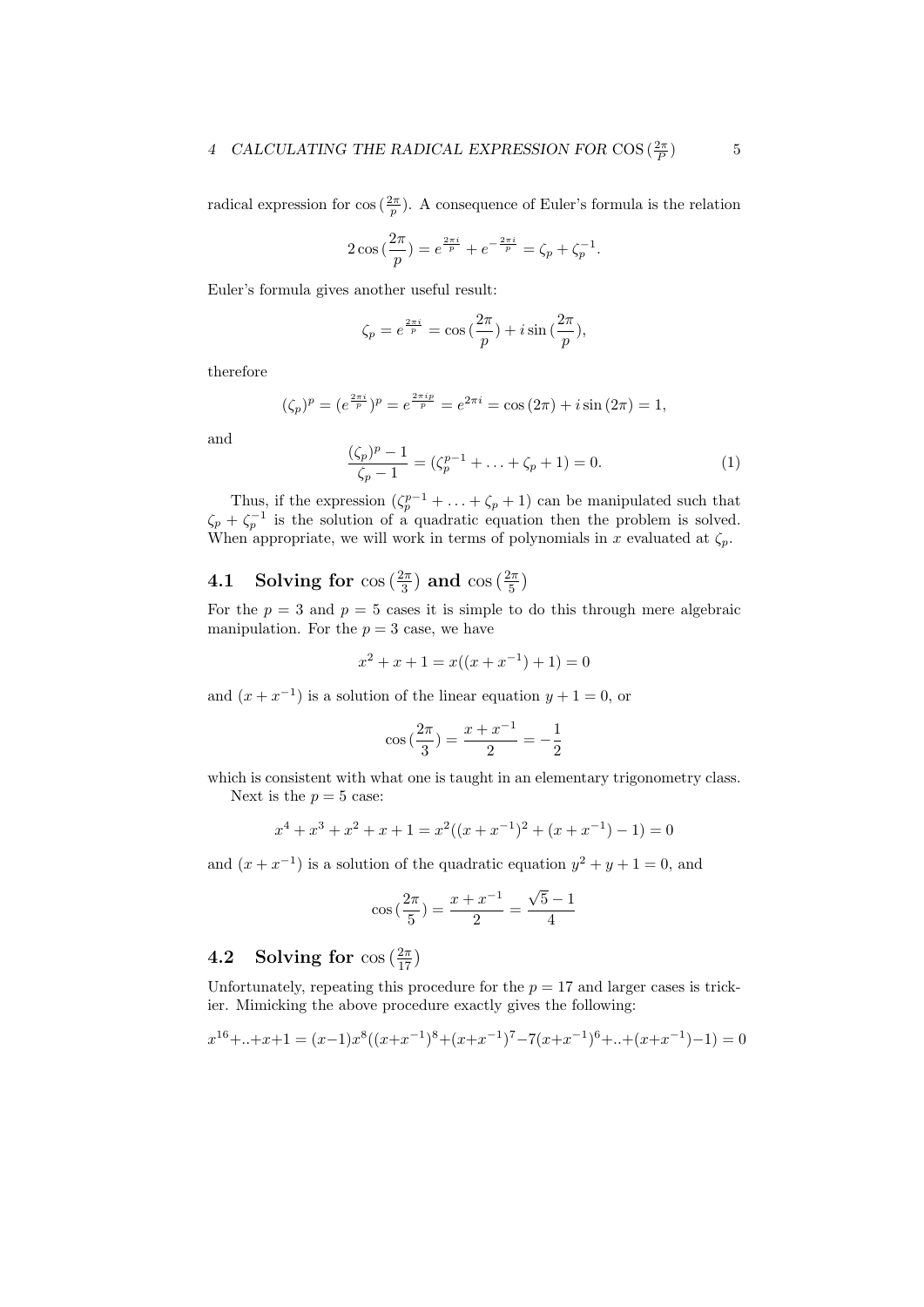radical expression for $\cos(\frac{2\pi}{p})$. A consequence of Euler's formula is the relation

$$2\cos(\frac{2\pi}{p}) = e^{\frac{2\pi i}{p}} + e^{-\frac{2\pi i}{p}} = \zeta_p + \zeta_p^{-1}.$$

Euler's formula gives another useful result:

$$\zeta_p = e^{\frac{2\pi i}{p}} = \cos(\frac{2\pi}{p}) + i\sin(\frac{2\pi}{p}),$$

therefore

$$(\zeta_p)^p = (e^{\frac{2\pi i}{p}})^p = e^{\frac{2\pi i p}{p}} = e^{2\pi i} = \cos(2\pi) + i\sin(2\pi) = 1,$$

and

$$\frac{(\zeta_p)^p - 1}{\zeta_p - 1} = (\zeta_p^{p-1} + \ldots + \zeta_p + 1) = 0. \tag{1}$$

Thus, if the expression $(\zeta_p^{p-1} + \ldots + \zeta_p + 1)$ can be manipulated such that $\zeta_p + \zeta_p^{-1}$ is the solution of a quadratic equation then the problem is solved. When appropriate, we will work in terms of polynomials in $x$ evaluated at $\zeta_p$.

## 4.1 Solving for $\cos(\frac{2\pi}{3})$ and $\cos(\frac{2\pi}{5})$

For the $p = 3$ and $p = 5$ cases it is simple to do this through mere algebraic manipulation. For the $p = 3$ case, we have

$$x^2 + x + 1 = x((x + x^{-1}) + 1) = 0$$

and $(x + x^{-1})$ is a solution of the linear equation $y + 1 = 0$, or

$$\cos(\frac{2\pi}{3}) = \frac{x + x^{-1}}{2} = -\frac{1}{2}$$

which is consistent with what one is taught in an elementary trigonometry class.

Next is the $p = 5$ case:

$$x^4 + x^3 + x^2 + x + 1 = x^2((x + x^{-1})^2 + (x + x^{-1}) - 1) = 0$$

and $(x + x^{-1})$ is a solution of the quadratic equation $y^2 + y + 1 = 0$, and

$$\cos(\frac{2\pi}{5}) = \frac{x + x^{-1}}{2} = \frac{\sqrt{5} - 1}{4}$$

## 4.2 Solving for $\cos(\frac{2\pi}{17})$

Unfortunately, repeating this procedure for the $p = 17$ and larger cases is trickier. Mimicking the above procedure exactly gives the following:

$$x^{16} + .. + x + 1 = (x-1)x^8((x+x^{-1})^8 + (x+x^{-1})^7 - 7(x+x^{-1})^6 + .. + (x+x^{-1}) - 1) = 0$$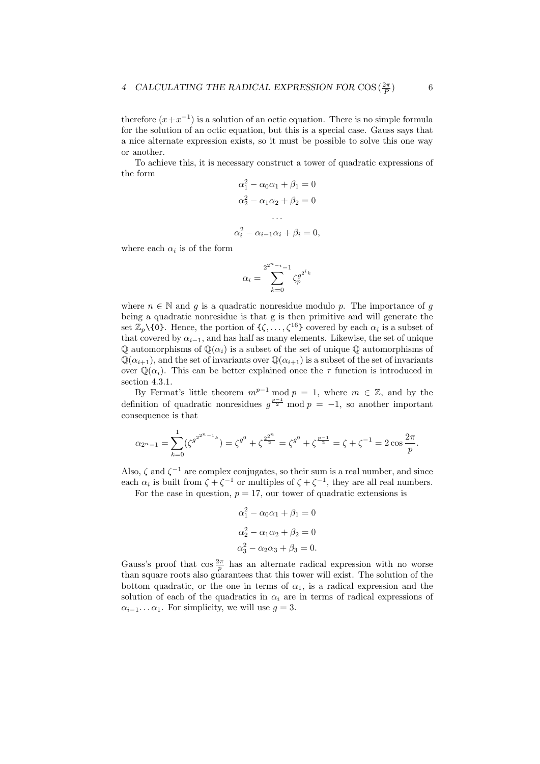therefore $(x+x^{-1})$ is a solution of an octic equation. There is no simple formula for the solution of an octic equation, but this is a special case. Gauss says that a nice alternate expression exists, so it must be possible to solve this one way or another.

To achieve this, it is necessary construct a tower of quadratic expressions of the form

$$\alpha_1^2 - \alpha_0\alpha_1 + \beta_1 = 0$$
$$\alpha_2^2 - \alpha_1\alpha_2 + \beta_2 = 0$$
$$\dots$$
$$\alpha_i^2 - \alpha_{i-1}\alpha_i + \beta_i = 0,$$

where each $\alpha_i$ is of the form

$$\alpha_i = \sum_{k=0}^{2^{2^n - i}-1} \zeta_p^{g^{2^i k}}$$

where $n \in \mathbb{N}$ and $g$ is a quadratic nonresidue modulo $p$. The importance of $g$ being a quadratic nonresidue is that g is then primitive and will generate the set $\mathbb{Z}_p\backslash$`{0}`. Hence, the portion of `{`$\zeta, \dots, \zeta^{16}$`}` covered by each $\alpha_i$ is a subset of that covered by $\alpha_{i-1}$, and has half as many elements. Likewise, the set of unique $\mathbb{Q}$ automorphisms of $\mathbb{Q}(\alpha_i)$ is a subset of the set of unique $\mathbb{Q}$ automorphisms of $\mathbb{Q}(\alpha_{i+1})$, and the set of invariants over $\mathbb{Q}(\alpha_{i+1})$ is a subset of the set of invariants over $\mathbb{Q}(\alpha_i)$. This can be better explained once the $\tau$ function is introduced in section 4.3.1.

By Fermat's little theorem $m^{p-1} \bmod p = 1$, where $m \in \mathbb{Z}$, and by the definition of quadratic nonresidues $g^{\frac{p-1}{2}} \bmod p = -1$, so another important consequence is that

$$\alpha_{2^n-1} = \sum_{k=0}^{1} (\zeta^{g^{2^{2^n-1}k}}) = \zeta^{g^0} + \zeta^{\frac{2^{2^n}}{2}} = \zeta^{g^0} + \zeta^{\frac{p-1}{2}} = \zeta + \zeta^{-1} = 2\cos\frac{2\pi}{p}.$$

Also, $\zeta$ and $\zeta^{-1}$ are complex conjugates, so their sum is a real number, and since each $\alpha_i$ is built from $\zeta + \zeta^{-1}$ or multiples of $\zeta + \zeta^{-1}$, they are all real numbers.

For the case in question, $p = 17$, our tower of quadratic extensions is

$$\alpha_1^2 - \alpha_0\alpha_1 + \beta_1 = 0$$
$$\alpha_2^2 - \alpha_1\alpha_2 + \beta_2 = 0$$
$$\alpha_3^2 - \alpha_2\alpha_3 + \beta_3 = 0.$$

Gauss's proof that $\cos\frac{2\pi}{p}$ has an alternate radical expression with no worse than square roots also guarantees that this tower will exist. The solution of the bottom quadratic, or the one in terms of $\alpha_1$, is a radical expression and the solution of each of the quadratics in $\alpha_i$ are in terms of radical expressions of $\alpha_{i-1} \dots \alpha_1$. For simplicity, we will use $g = 3$.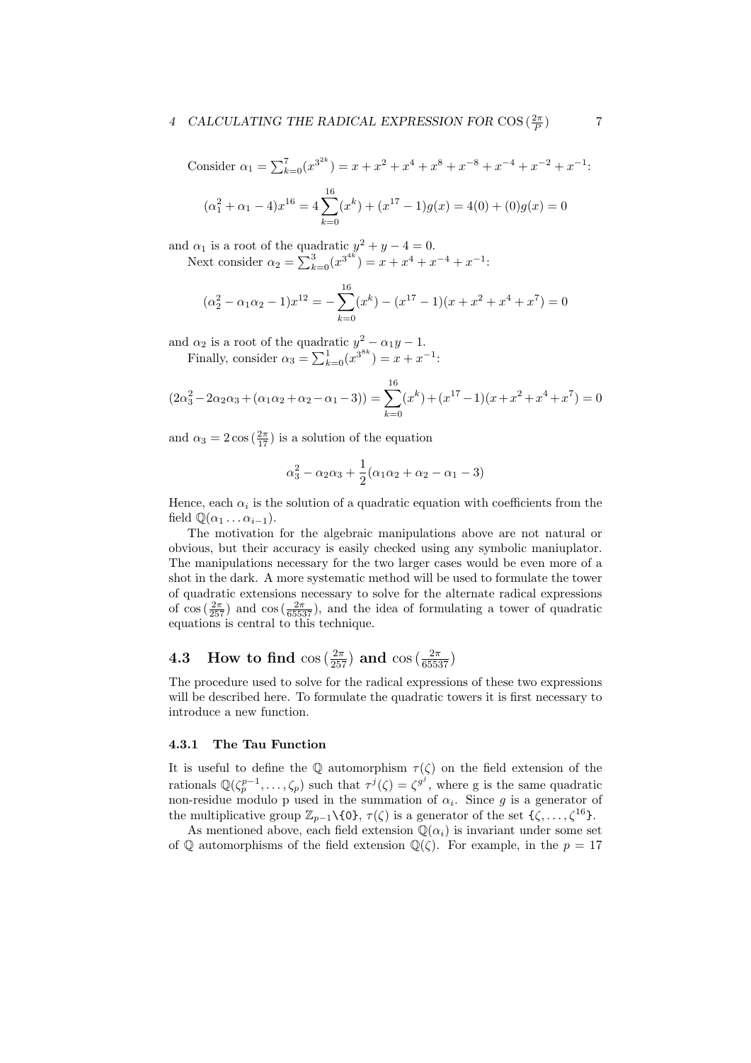Consider $\alpha_1 = \sum_{k=0}^{7}(x^{3^{2k}}) = x + x^2 + x^4 + x^8 + x^{-8} + x^{-4} + x^{-2} + x^{-1}$:

$$(\alpha_1^2 + \alpha_1 - 4)x^{16} = 4\sum_{k=0}^{16}(x^k) + (x^{17} - 1)g(x) = 4(0) + (0)g(x) = 0$$

and $\alpha_1$ is a root of the quadratic $y^2 + y - 4 = 0$.

Next consider $\alpha_2 = \sum_{k=0}^{3}(x^{3^{4k}}) = x + x^4 + x^{-4} + x^{-1}$:

$$(\alpha_2^2 - \alpha_1\alpha_2 - 1)x^{12} = -\sum_{k=0}^{16}(x^k) - (x^{17} - 1)(x + x^2 + x^4 + x^7) = 0$$

and $\alpha_2$ is a root of the quadratic $y^2 - \alpha_1 y - 1$.

Finally, consider $\alpha_3 = \sum_{k=0}^{1}(x^{3^{8k}}) = x + x^{-1}$:

$$(2\alpha_3^2 - 2\alpha_2\alpha_3 + (\alpha_1\alpha_2 + \alpha_2 - \alpha_1 - 3)) = \sum_{k=0}^{16}(x^k) + (x^{17} - 1)(x + x^2 + x^4 + x^7) = 0$$

and $\alpha_3 = 2\cos\left(\frac{2\pi}{17}\right)$ is a solution of the equation

$$\alpha_3^2 - \alpha_2\alpha_3 + \frac{1}{2}(\alpha_1\alpha_2 + \alpha_2 - \alpha_1 - 3)$$

Hence, each $\alpha_i$ is the solution of a quadratic equation with coefficients from the field $\mathbb{Q}(\alpha_1 \ldots \alpha_{i-1})$.

The motivation for the algebraic manipulations above are not natural or obvious, but their accuracy is easily checked using any symbolic maniuplator. The manipulations necessary for the two larger cases would be even more of a shot in the dark. A more systematic method will be used to formulate the tower of quadratic extensions necessary to solve for the alternate radical expressions of $\cos\left(\frac{2\pi}{257}\right)$ and $\cos\left(\frac{2\pi}{65537}\right)$, and the idea of formulating a tower of quadratic equations is central to this technique.

## 4.3 How to find $\cos\left(\frac{2\pi}{257}\right)$ and $\cos\left(\frac{2\pi}{65537}\right)$

The procedure used to solve for the radical expressions of these two expressions will be described here. To formulate the quadratic towers it is first necessary to introduce a new function.

### 4.3.1 The Tau Function

It is useful to define the $\mathbb{Q}$ automorphism $\tau(\zeta)$ on the field extension of the rationals $\mathbb{Q}(\zeta_p^{p-1}, \ldots, \zeta_p)$ such that $\tau^j(\zeta) = \zeta^{g^j}$, where g is the same quadratic non-residue modulo p used in the summation of $\alpha_i$. Since $g$ is a generator of the multiplicative group $\mathbb{Z}_{p-1}\backslash\{0\}$, $\tau(\zeta)$ is a generator of the set $\{\zeta, \ldots, \zeta^{16}\}$.

As mentioned above, each field extension $\mathbb{Q}(\alpha_i)$ is invariant under some set of $\mathbb{Q}$ automorphisms of the field extension $\mathbb{Q}(\zeta)$. For example, in the $p = 17$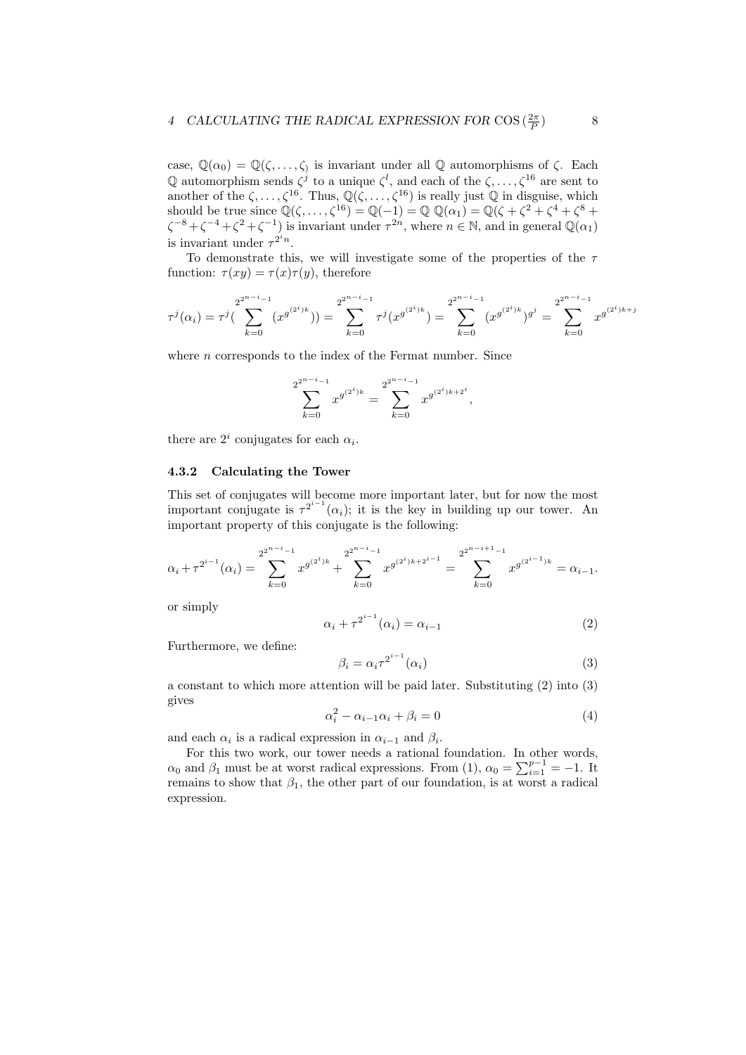case, $\mathbb{Q}(\alpha_0) = \mathbb{Q}(\zeta, \ldots, \zeta_)$ is invariant under all $\mathbb{Q}$ automorphisms of $\zeta$. Each $\mathbb{Q}$ automorphism sends $\zeta^j$ to a unique $\zeta^l$, and each of the $\zeta, \ldots, \zeta^{16}$ are sent to another of the $\zeta, \ldots, \zeta^{16}$. Thus, $\mathbb{Q}(\zeta, \ldots, \zeta^{16})$ is really just $\mathbb{Q}$ in disguise, which should be true since $\mathbb{Q}(\zeta, \ldots, \zeta^{16}) = \mathbb{Q}(-1) = \mathbb{Q}$ $\mathbb{Q}(\alpha_1) = \mathbb{Q}(\zeta + \zeta^2 + \zeta^4 + \zeta^8 + \zeta^{-8} + \zeta^{-4} + \zeta^2 + \zeta^{-1})$ is invariant under $\tau^{2n}$, where $n \in \mathbb{N}$, and in general $\mathbb{Q}(\alpha_1)$ is invariant under $\tau^{2^i n}$.

To demonstrate this, we will investigate some of the properties of the $\tau$ function: $\tau(xy) = \tau(x)\tau(y)$, therefore

$$\tau^j(\alpha_i) = \tau^j\Big(\sum_{k=0}^{2^{2^{n-i}-1}} (x^{g^{(2^i)k}})\Big) = \sum_{k=0}^{2^{2^{n-i}-1}} \tau^j(x^{g^{(2^i)k}}) = \sum_{k=0}^{2^{2^{n-i}-1}} (x^{g^{(2^i)k}})^{g^j} = \sum_{k=0}^{2^{2^{n-i}-1}} x^{g^{(2^i)k+j}}$$

where $n$ corresponds to the index of the Fermat number. Since

$$\sum_{k=0}^{2^{2^{n-i}-1}} x^{g^{(2^i)k}} = \sum_{k=0}^{2^{2^{n-i}-1}} x^{g^{(2^i)k+2^i}},$$

there are $2^i$ conjugates for each $\alpha_i$.

### 4.3.2 Calculating the Tower

This set of conjugates will become more important later, but for now the most important conjugate is $\tau^{2^{i-1}}(\alpha_i)$; it is the key in building up our tower. An important property of this conjugate is the following:

$$\alpha_i + \tau^{2^{i-1}}(\alpha_i) = \sum_{k=0}^{2^{2^{n-i}-1}} x^{g^{(2^i)k}} + \sum_{k=0}^{2^{2^{n-i}-1}} x^{g^{(2^i)k+2^{i-1}}} = \sum_{k=0}^{2^{2^{n-i+1}-1}} x^{g^{(2^{i-1})k}} = \alpha_{i-1}.$$

or simply

$$\alpha_i + \tau^{2^{i-1}}(\alpha_i) = \alpha_{i-1} \tag{2}$$

Furthermore, we define:

$$\beta_i = \alpha_i \tau^{2^{i-1}}(\alpha_i) \tag{3}$$

a constant to which more attention will be paid later. Substituting (2) into (3) gives

$$\alpha_i^2 - \alpha_{i-1}\alpha_i + \beta_i = 0 \tag{4}$$

and each $\alpha_i$ is a radical expression in $\alpha_{i-1}$ and $\beta_i$.

For this two work, our tower needs a rational foundation. In other words, $\alpha_0$ and $\beta_1$ must be at worst radical expressions. From (1), $\alpha_0 = \sum_{i=1}^{p-1} = -1$. It remains to show that $\beta_1$, the other part of our foundation, is at worst a radical expression.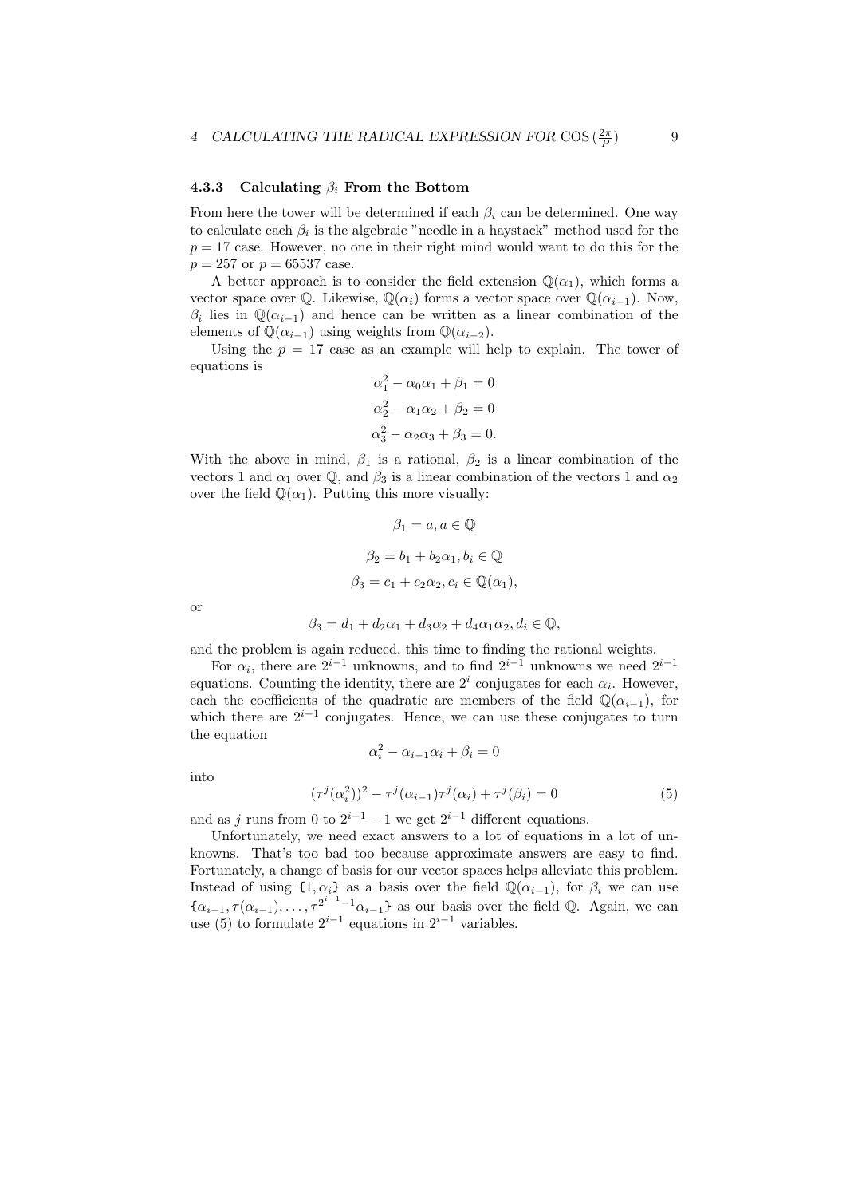### 4.3.3 Calculating $\beta_i$ From the Bottom

From here the tower will be determined if each $\beta_i$ can be determined. One way to calculate each $\beta_i$ is the algebraic "needle in a haystack" method used for the $p = 17$ case. However, no one in their right mind would want to do this for the $p = 257$ or $p = 65537$ case.

A better approach is to consider the field extension $\mathbb{Q}(\alpha_1)$, which forms a vector space over $\mathbb{Q}$. Likewise, $\mathbb{Q}(\alpha_i)$ forms a vector space over $\mathbb{Q}(\alpha_{i-1})$. Now, $\beta_i$ lies in $\mathbb{Q}(\alpha_{i-1})$ and hence can be written as a linear combination of the elements of $\mathbb{Q}(\alpha_{i-1})$ using weights from $\mathbb{Q}(\alpha_{i-2})$.

Using the $p = 17$ case as an example will help to explain. The tower of equations is

$$\alpha_1^2 - \alpha_0\alpha_1 + \beta_1 = 0$$

$$\alpha_2^2 - \alpha_1\alpha_2 + \beta_2 = 0$$

$$\alpha_3^2 - \alpha_2\alpha_3 + \beta_3 = 0.$$

With the above in mind, $\beta_1$ is a rational, $\beta_2$ is a linear combination of the vectors 1 and $\alpha_1$ over $\mathbb{Q}$, and $\beta_3$ is a linear combination of the vectors 1 and $\alpha_2$ over the field $\mathbb{Q}(\alpha_1)$. Putting this more visually:

$$\beta_1 = a, a \in \mathbb{Q}$$

$$\beta_2 = b_1 + b_2\alpha_1, b_i \in \mathbb{Q}$$

$$\beta_3 = c_1 + c_2\alpha_2, c_i \in \mathbb{Q}(\alpha_1),$$

or

$$\beta_3 = d_1 + d_2\alpha_1 + d_3\alpha_2 + d_4\alpha_1\alpha_2, d_i \in \mathbb{Q},$$

and the problem is again reduced, this time to finding the rational weights.

For $\alpha_i$, there are $2^{i-1}$ unknowns, and to find $2^{i-1}$ unknowns we need $2^{i-1}$ equations. Counting the identity, there are $2^i$ conjugates for each $\alpha_i$. However, each the coefficients of the quadratic are members of the field $\mathbb{Q}(\alpha_{i-1})$, for which there are $2^{i-1}$ conjugates. Hence, we can use these conjugates to turn the equation

$$\alpha_i^2 - \alpha_{i-1}\alpha_i + \beta_i = 0$$

into

$$(\tau^j(\alpha_i^2))^2 - \tau^j(\alpha_{i-1})\tau^j(\alpha_i) + \tau^j(\beta_i) = 0 \tag{5}$$

and as $j$ runs from 0 to $2^{i-1} - 1$ we get $2^{i-1}$ different equations.

Unfortunately, we need exact answers to a lot of equations in a lot of unknowns. That's too bad too because approximate answers are easy to find. Fortunately, a change of basis for our vector spaces helps alleviate this problem. Instead of using $\{1, \alpha_i\}$ as a basis over the field $\mathbb{Q}(\alpha_{i-1})$, for $\beta_i$ we can use $\{\alpha_{i-1}, \tau(\alpha_{i-1}), \ldots, \tau^{2^{i-1}-1}\alpha_{i-1}\}$ as our basis over the field $\mathbb{Q}$. Again, we can use (5) to formulate $2^{i-1}$ equations in $2^{i-1}$ variables.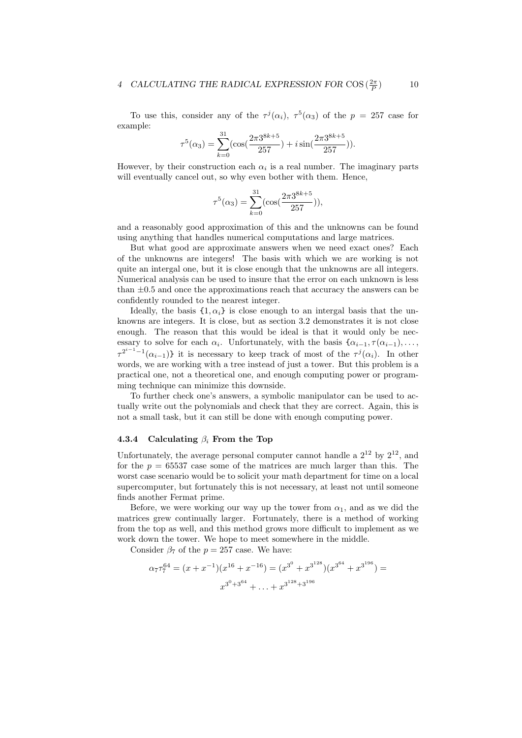To use this, consider any of the $\tau^j(\alpha_i)$, $\tau^5(\alpha_3)$ of the $p = 257$ case for example:

$$\tau^5(\alpha_3) = \sum_{k=0}^{31}(\cos(\frac{2\pi 3^{8k+5}}{257}) + i\sin(\frac{2\pi 3^{8k+5}}{257})).$$

However, by their construction each $\alpha_i$ is a real number. The imaginary parts will eventually cancel out, so why even bother with them. Hence,

$$\tau^5(\alpha_3) = \sum_{k=0}^{31}(\cos(\frac{2\pi 3^{8k+5}}{257})),$$

and a reasonably good approximation of this and the unknowns can be found using anything that handles numerical computations and large matrices.

But what good are approximate answers when we need exact ones? Each of the unknowns are integers! The basis with which we are working is not quite an intergal one, but it is close enough that the unknowns are all integers. Numerical analysis can be used to insure that the error on each unknown is less than $\pm 0.5$ and once the approximations reach that accuracy the answers can be confidently rounded to the nearest integer.

Ideally, the basis $\{1, \alpha_i\}$ is close enough to an intergal basis that the unknowns are integers. It is close, but as section 3.2 demonstrates it is not close enough. The reason that this would be ideal is that it would only be necessary to solve for each $\alpha_i$. Unfortunately, with the basis $\{\alpha_{i-1}, \tau(\alpha_{i-1}), \ldots, \tau^{2^{i-1}-1}(\alpha_{i-1})\}$ it is necessary to keep track of most of the $\tau^j(\alpha_i)$. In other words, we are working with a tree instead of just a tower. But this problem is a practical one, not a theoretical one, and enough computing power or programming technique can minimize this downside.

To further check one's answers, a symbolic manipulator can be used to actually write out the polynomials and check that they are correct. Again, this is not a small task, but it can still be done with enough computing power.

### 4.3.4 Calculating $\beta_i$ From the Top

Unfortunately, the average personal computer cannot handle a $2^{12}$ by $2^{12}$, and for the $p = 65537$ case some of the matrices are much larger than this. The worst case scenario would be to solicit your math department for time on a local supercomputer, but fortunately this is not necessary, at least not until someone finds another Fermat prime.

Before, we were working our way up the tower from $\alpha_1$, and as we did the matrices grew continually larger. Fortunately, there is a method of working from the top as well, and this method grows more difficult to implement as we work down the tower. We hope to meet somewhere in the middle.

Consider $\beta_7$ of the $p = 257$ case. We have:

$$\alpha_7\tau_7^{64} = (x + x^{-1})(x^{16} + x^{-16}) = (x^{3^0} + x^{3^{128}})(x^{3^{64}} + x^{3^{196}}) =$$

$$x^{3^0+3^{64}} + \ldots + x^{3^{128}+3^{196}}$$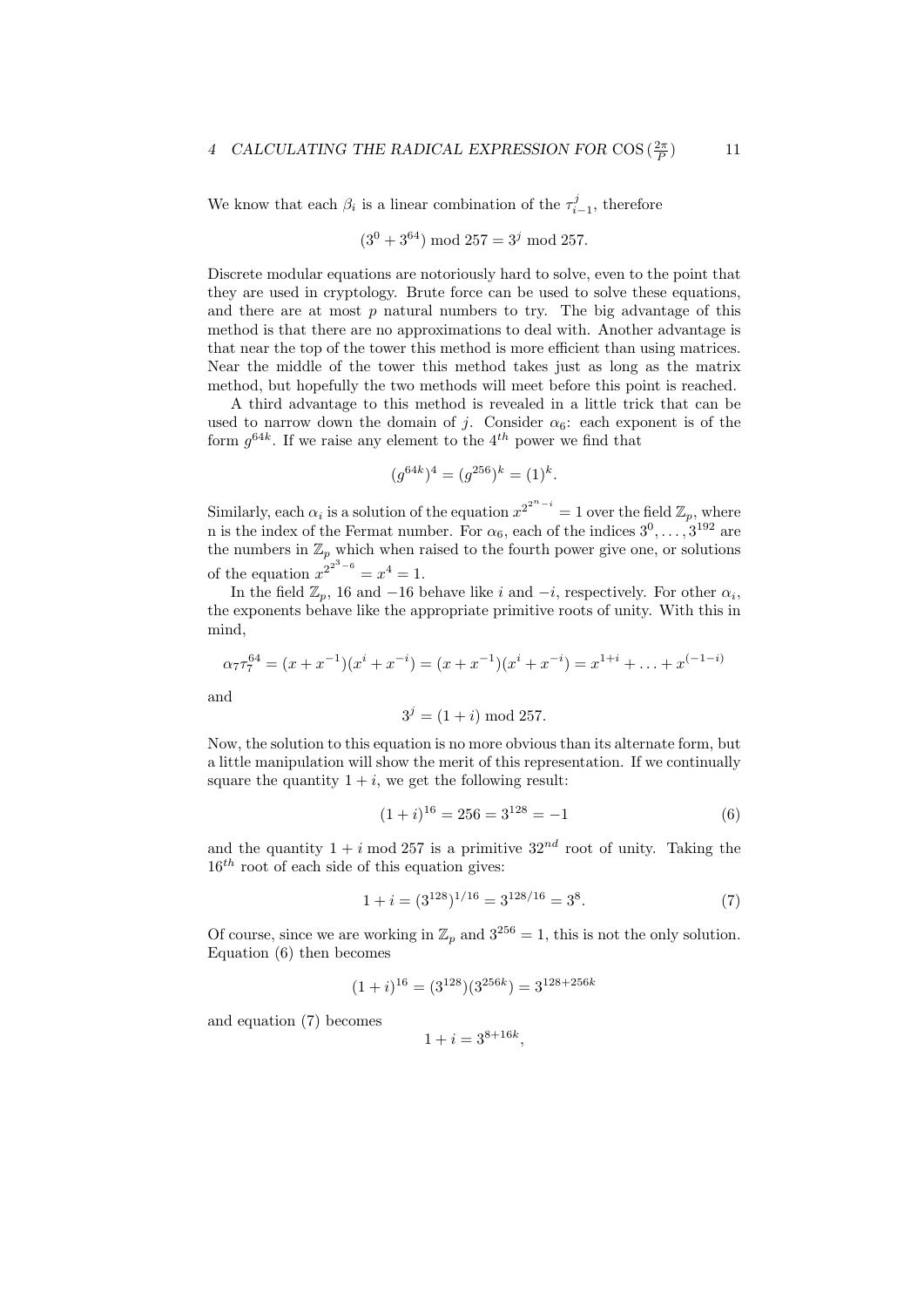We know that each $\beta_i$ is a linear combination of the $\tau_{i-1}^j$, therefore

$$(3^0 + 3^{64}) \bmod 257 = 3^j \bmod 257.$$

Discrete modular equations are notoriously hard to solve, even to the point that they are used in cryptology. Brute force can be used to solve these equations, and there are at most $p$ natural numbers to try. The big advantage of this method is that there are no approximations to deal with. Another advantage is that near the top of the tower this method is more efficient than using matrices. Near the middle of the tower this method takes just as long as the matrix method, but hopefully the two methods will meet before this point is reached.

A third advantage to this method is revealed in a little trick that can be used to narrow down the domain of $j$. Consider $\alpha_6$: each exponent is of the form $g^{64k}$. If we raise any element to the $4^{th}$ power we find that

$$(g^{64k})^4 = (g^{256})^k = (1)^k.$$

Similarly, each $\alpha_i$ is a solution of the equation $x^{2^{2^{n-i}}} = 1$ over the field $\mathbb{Z}_p$, where n is the index of the Fermat number. For $\alpha_6$, each of the indices $3^0, \ldots, 3^{192}$ are the numbers in $\mathbb{Z}_p$ which when raised to the fourth power give one, or solutions of the equation $x^{2^{2^{3-6}}} = x^4 = 1$.

In the field $\mathbb{Z}_p$, 16 and $-16$ behave like $i$ and $-i$, respectively. For other $\alpha_i$, the exponents behave like the appropriate primitive roots of unity. With this in mind,

$$\alpha_7 \tau_7^{64} = (x + x^{-1})(x^i + x^{-i}) = (x + x^{-1})(x^i + x^{-i}) = x^{1+i} + \ldots + x^{(-1-i)}$$

and

$$3^j = (1 + i) \bmod 257.$$

Now, the solution to this equation is no more obvious than its alternate form, but a little manipulation will show the merit of this representation. If we continually square the quantity $1 + i$, we get the following result:

$$(1 + i)^{16} = 256 = 3^{128} = -1 \tag{6}$$

and the quantity $1 + i \bmod 257$ is a primitive $32^{nd}$ root of unity. Taking the $16^{th}$ root of each side of this equation gives:

$$1 + i = (3^{128})^{1/16} = 3^{128/16} = 3^8. \tag{7}$$

Of course, since we are working in $\mathbb{Z}_p$ and $3^{256} = 1$, this is not the only solution. Equation (6) then becomes

$$(1 + i)^{16} = (3^{128})(3^{256k}) = 3^{128+256k}$$

and equation (7) becomes

$$1 + i = 3^{8+16k},$$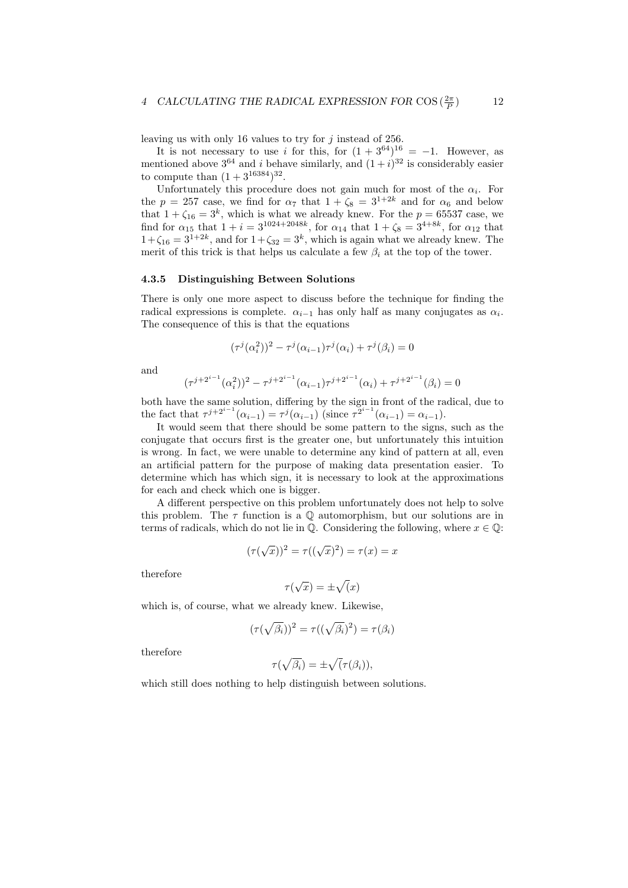leaving us with only 16 values to try for $j$ instead of 256.

It is not necessary to use $i$ for this, for $(1 + 3^{64})^{16} = -1$. However, as mentioned above $3^{64}$ and $i$ behave similarly, and $(1 + i)^{32}$ is considerably easier to compute than $(1 + 3^{16384})^{32}$.

Unfortunately this procedure does not gain much for most of the $\alpha_i$. For the $p = 257$ case, we find for $\alpha_7$ that $1 + \zeta_8 = 3^{1+2k}$ and for $\alpha_6$ and below that $1 + \zeta_{16} = 3^k$, which is what we already knew. For the $p = 65537$ case, we find for $\alpha_{15}$ that $1 + i = 3^{1024+2048k}$, for $\alpha_{14}$ that $1 + \zeta_8 = 3^{4+8k}$, for $\alpha_{12}$ that $1 + \zeta_{16} = 3^{1+2k}$, and for $1 + \zeta_{32} = 3^k$, which is again what we already knew. The merit of this trick is that helps us calculate a few $\beta_i$ at the top of the tower.

### 4.3.5 Distinguishing Between Solutions

There is only one more aspect to discuss before the technique for finding the radical expressions is complete. $\alpha_{i-1}$ has only half as many conjugates as $\alpha_i$. The consequence of this is that the equations

$$(\tau^j(\alpha_i^2))^2 - \tau^j(\alpha_{i-1})\tau^j(\alpha_i) + \tau^j(\beta_i) = 0$$

and

$$(\tau^{j+2^{i-1}}(\alpha_i^2))^2 - \tau^{j+2^{i-1}}(\alpha_{i-1})\tau^{j+2^{i-1}}(\alpha_i) + \tau^{j+2^{i-1}}(\beta_i) = 0$$

both have the same solution, differing by the sign in front of the radical, due to the fact that $\tau^{j+2^{i-1}}(\alpha_{i-1}) = \tau^j(\alpha_{i-1})$ (since $\tau^{2^{i-1}}(\alpha_{i-1}) = \alpha_{i-1}$).

It would seem that there should be some pattern to the signs, such as the conjugate that occurs first is the greater one, but unfortunately this intuition is wrong. In fact, we were unable to determine any kind of pattern at all, even an artificial pattern for the purpose of making data presentation easier. To determine which has which sign, it is necessary to look at the approximations for each and check which one is bigger.

A different perspective on this problem unfortunately does not help to solve this problem. The $\tau$ function is a $\mathbb{Q}$ automorphism, but our solutions are in terms of radicals, which do not lie in $\mathbb{Q}$. Considering the following, where $x \in \mathbb{Q}$:

$$(\tau(\sqrt{x}))^2 = \tau((\sqrt{x})^2) = \tau(x) = x$$

therefore

$$\tau(\sqrt{x}) = \pm\sqrt{(}x)$$

which is, of course, what we already knew. Likewise,

$$(\tau(\sqrt{\beta_i}))^2 = \tau((\sqrt{\beta_i})^2) = \tau(\beta_i)$$

therefore

$$\tau(\sqrt{\beta_i}) = \pm\sqrt{(}\tau(\beta_i)),$$

which still does nothing to help distinguish between solutions.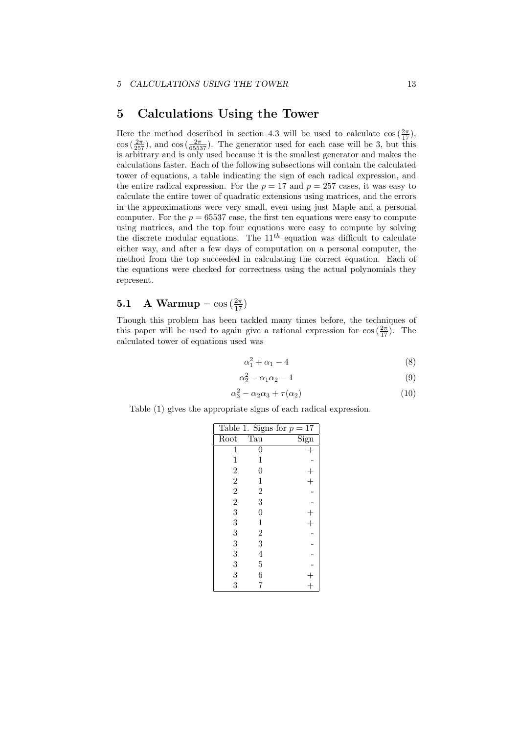# 5 Calculations Using the Tower

Here the method described in section 4.3 will be used to calculate $\cos\left(\frac{2\pi}{17}\right)$, $\cos\left(\frac{2\pi}{257}\right)$, and $\cos\left(\frac{2\pi}{65537}\right)$. The generator used for each case will be 3, but this is arbitrary and is only used because it is the smallest generator and makes the calculations faster. Each of the following subsections will contain the calculated tower of equations, a table indicating the sign of each radical expression, and the entire radical expression. For the $p = 17$ and $p = 257$ cases, it was easy to calculate the entire tower of quadratic extensions using matrices, and the errors in the approximations were very small, even using just Maple and a personal computer. For the $p = 65537$ case, the first ten equations were easy to compute using matrices, and the top four equations were easy to compute by solving the discrete modular equations. The $11^{th}$ equation was difficult to calculate either way, and after a few days of computation on a personal computer, the method from the top succeeded in calculating the correct equation. Each of the equations were checked for correctness using the actual polynomials they represent.

## 5.1 A Warmup – $\cos\left(\frac{2\pi}{17}\right)$

Though this problem has been tackled many times before, the techniques of this paper will be used to again give a rational expression for $\cos\left(\frac{2\pi}{17}\right)$. The calculated tower of equations used was

$$\alpha_1^2 + \alpha_1 - 4 \tag{8}$$

$$\alpha_2^2 - \alpha_1\alpha_2 - 1 \tag{9}$$

$$\alpha_3^2 - \alpha_2\alpha_3 + \tau(\alpha_2) \tag{10}$$

Table (1) gives the appropriate signs of each radical expression.

Table 1. Signs for $p = 17$

| Root | Tau | Sign |
|---|---|---|
| 1 | 0 | + |
| 1 | 1 | - |
| 2 | 0 | + |
| 2 | 1 | + |
| 2 | 2 | - |
| 2 | 3 | - |
| 3 | 0 | + |
| 3 | 1 | + |
| 3 | 2 | - |
| 3 | 3 | - |
| 3 | 4 | - |
| 3 | 5 | - |
| 3 | 6 | + |
| 3 | 7 | + |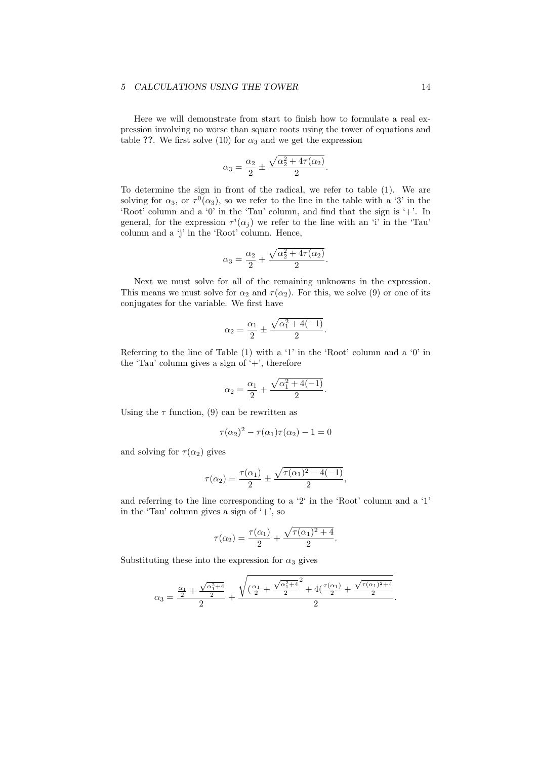Here we will demonstrate from start to finish how to formulate a real expression involving no worse than square roots using the tower of equations and table **??**. We first solve (10) for $\alpha_3$ and we get the expression

$$\alpha_3 = \frac{\alpha_2}{2} \pm \frac{\sqrt{\alpha_2^2 + 4\tau(\alpha_2)}}{2}.$$

To determine the sign in front of the radical, we refer to table (1). We are solving for $\alpha_3$, or $\tau^0(\alpha_3)$, so we refer to the line in the table with a '3' in the 'Root' column and a '0' in the 'Tau' column, and find that the sign is '+'. In general, for the expression $\tau^i(\alpha_j)$ we refer to the line with an 'i' in the 'Tau' column and a 'j' in the 'Root' column. Hence,

$$\alpha_3 = \frac{\alpha_2}{2} + \frac{\sqrt{\alpha_2^2 + 4\tau(\alpha_2)}}{2}.$$

Next we must solve for all of the remaining unknowns in the expression. This means we must solve for $\alpha_2$ and $\tau(\alpha_2)$. For this, we solve (9) or one of its conjugates for the variable. We first have

$$\alpha_2 = \frac{\alpha_1}{2} \pm \frac{\sqrt{\alpha_1^2 + 4(-1)}}{2}.$$

Referring to the line of Table (1) with a '1' in the 'Root' column and a '0' in the 'Tau' column gives a sign of '+', therefore

$$\alpha_2 = \frac{\alpha_1}{2} + \frac{\sqrt{\alpha_1^2 + 4(-1)}}{2}.$$

Using the $\tau$ function, (9) can be rewritten as

$$\tau(\alpha_2)^2 - \tau(\alpha_1)\tau(\alpha_2) - 1 = 0$$

and solving for $\tau(\alpha_2)$ gives

$$\tau(\alpha_2) = \frac{\tau(\alpha_1)}{2} \pm \frac{\sqrt{\tau(\alpha_1)^2 - 4(-1)}}{2},$$

and referring to the line corresponding to a '2' in the 'Root' column and a '1' in the 'Tau' column gives a sign of '+', so

$$\tau(\alpha_2) = \frac{\tau(\alpha_1)}{2} + \frac{\sqrt{\tau(\alpha_1)^2 + 4}}{2}.$$

Substituting these into the expression for $\alpha_3$ gives

$$\alpha_3 = \frac{\frac{\alpha_1}{2} + \frac{\sqrt{\alpha_1^2+4}}{2}}{2} + \frac{\sqrt{(\frac{\alpha_1}{2} + \frac{\sqrt{\alpha_1^2+4}}{2}^2 + 4(\frac{\tau(\alpha_1)}{2} + \frac{\sqrt{\tau(\alpha_1)^2+4}}{2}}}{2}.$$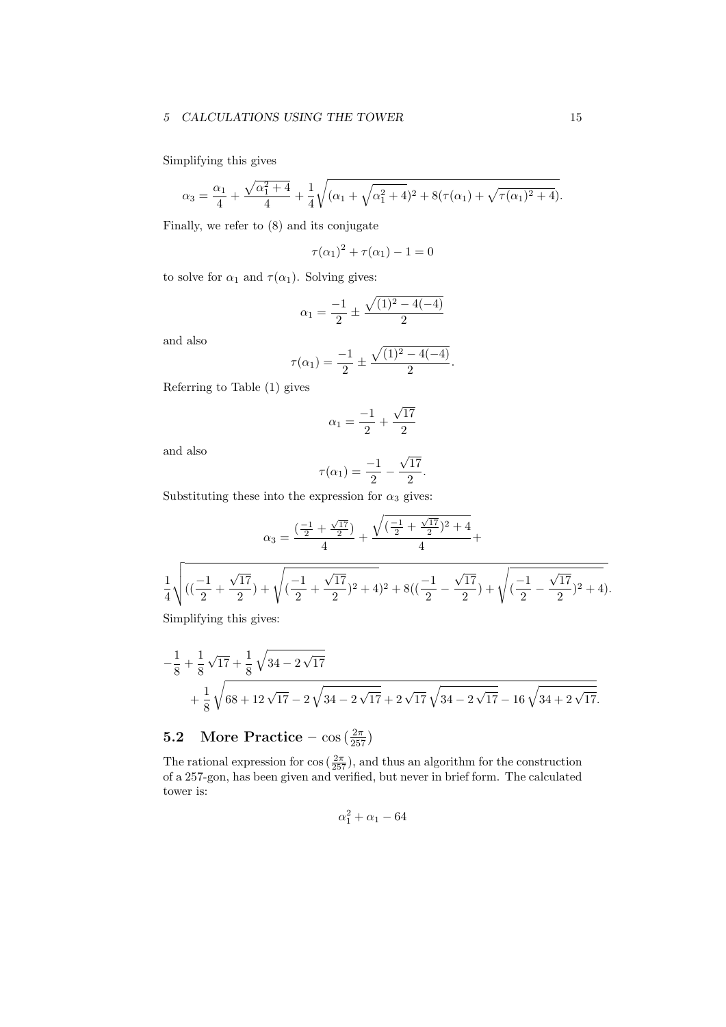Simplifying this gives

$$\alpha_3 = \frac{\alpha_1}{4} + \frac{\sqrt{\alpha_1^2+4}}{4} + \frac{1}{4}\sqrt{(\alpha_1 + \sqrt{\alpha_1^2+4})^2 + 8(\tau(\alpha_1) + \sqrt{\tau(\alpha_1)^2+4})}.$$

Finally, we refer to (8) and its conjugate

$$\tau(\alpha_1)^2 + \tau(\alpha_1) - 1 = 0$$

to solve for $\alpha_1$ and $\tau(\alpha_1)$. Solving gives:

$$\alpha_1 = \frac{-1}{2} \pm \frac{\sqrt{(1)^2 - 4(-4)}}{2}$$

and also

$$\tau(\alpha_1) = \frac{-1}{2} \pm \frac{\sqrt{(1)^2 - 4(-4)}}{2}.$$

Referring to Table (1) gives

$$\alpha_1 = \frac{-1}{2} + \frac{\sqrt{17}}{2}$$

and also

$$\tau(\alpha_1) = \frac{-1}{2} - \frac{\sqrt{17}}{2}.$$

Substituting these into the expression for $\alpha_3$ gives:

$$\alpha_3 = \frac{(\frac{-1}{2} + \frac{\sqrt{17}}{2})}{4} + \frac{\sqrt{(\frac{-1}{2} + \frac{\sqrt{17}}{2})^2 + 4}}{4} +$$

$$\frac{1}{4}\sqrt{((\frac{-1}{2} + \frac{\sqrt{17}}{2}) + \sqrt{(\frac{-1}{2} + \frac{\sqrt{17}}{2})^2 + 4})^2 + 8((\frac{-1}{2} - \frac{\sqrt{17}}{2}) + \sqrt{(\frac{-1}{2} - \frac{\sqrt{17}}{2})^2 + 4})}.$$

Simplifying this gives:

$$-\frac{1}{8} + \frac{1}{8}\sqrt{17} + \frac{1}{8}\sqrt{34 - 2\sqrt{17}}$$
$$+ \frac{1}{8}\sqrt{68 + 12\sqrt{17} - 2\sqrt{34 - 2\sqrt{17}} + 2\sqrt{17}\sqrt{34 - 2\sqrt{17}} - 16\sqrt{34 + 2\sqrt{17}}}.$$

## 5.2 More Practice – $\cos\left(\frac{2\pi}{257}\right)$

The rational expression for $\cos\left(\frac{2\pi}{257}\right)$, and thus an algorithm for the construction of a 257-gon, has been given and verified, but never in brief form. The calculated tower is:

$$\alpha_1^2 + \alpha_1 - 64$$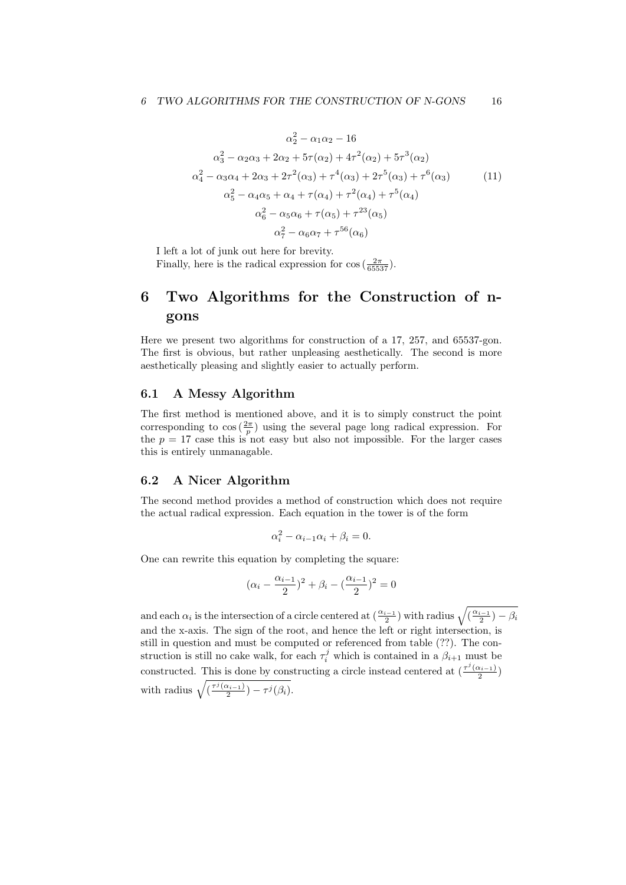$$\begin{gathered}
\alpha_2^2 - \alpha_1\alpha_2 - 16 \\
\alpha_3^2 - \alpha_2\alpha_3 + 2\alpha_2 + 5\tau(\alpha_2) + 4\tau^2(\alpha_2) + 5\tau^3(\alpha_2) \\
\alpha_4^2 - \alpha_3\alpha_4 + 2\alpha_3 + 2\tau^2(\alpha_3) + \tau^4(\alpha_3) + 2\tau^5(\alpha_3) + \tau^6(\alpha_3) \\
\alpha_5^2 - \alpha_4\alpha_5 + \alpha_4 + \tau(\alpha_4) + \tau^2(\alpha_4) + \tau^5(\alpha_4) \\
\alpha_6^2 - \alpha_5\alpha_6 + \tau(\alpha_5) + \tau^{23}(\alpha_5) \\
\alpha_7^2 - \alpha_6\alpha_7 + \tau^{56}(\alpha_6)
\end{gathered} \tag{11}$$

I left a lot of junk out here for brevity.
Finally, here is the radical expression for $\cos(\frac{2\pi}{65537})$.

# 6 Two Algorithms for the Construction of n-gons

Here we present two algorithms for construction of a 17, 257, and 65537-gon. The first is obvious, but rather unpleasing aesthetically. The second is more aesthetically pleasing and slightly easier to actually perform.

## 6.1 A Messy Algorithm

The first method is mentioned above, and it is to simply construct the point corresponding to $\cos(\frac{2\pi}{p})$ using the several page long radical expression. For the $p = 17$ case this is not easy but also not impossible. For the larger cases this is entirely unmanagable.

## 6.2 A Nicer Algorithm

The second method provides a method of construction which does not require the actual radical expression. Each equation in the tower is of the form

$$\alpha_i^2 - \alpha_{i-1}\alpha_i + \beta_i = 0.$$

One can rewrite this equation by completing the square:

$$(\alpha_i - \frac{\alpha_{i-1}}{2})^2 + \beta_i - (\frac{\alpha_{i-1}}{2})^2 = 0$$

and each $\alpha_i$ is the intersection of a circle centered at $(\frac{\alpha_{i-1}}{2})$ with radius $\sqrt{(\frac{\alpha_{i-1}}{2}) - \beta_i}$ and the x-axis. The sign of the root, and hence the left or right intersection, is still in question and must be computed or referenced from table (??). The construction is still no cake walk, for each $\tau_i^j$ which is contained in a $\beta_{i+1}$ must be constructed. This is done by constructing a circle instead centered at $(\frac{\tau^j(\alpha_{i-1})}{2})$ with radius $\sqrt{(\frac{\tau^j(\alpha_{i-1})}{2}) - \tau^j(\beta_i)}$.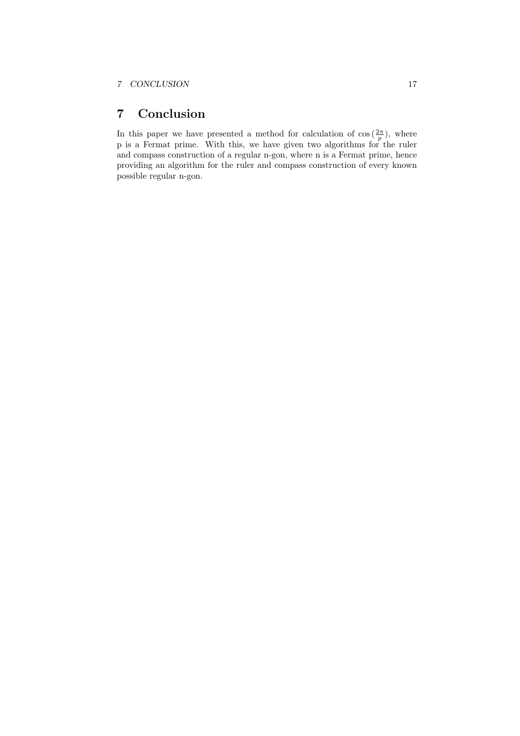# 7 Conclusion

In this paper we have presented a method for calculation of $\cos\left(\frac{2\pi}{p}\right)$, where p is a Fermat prime. With this, we have given two algorithms for the ruler and compass construction of a regular n-gon, where n is a Fermat prime, hence providing an algorithm for the ruler and compass construction of every known possible regular n-gon.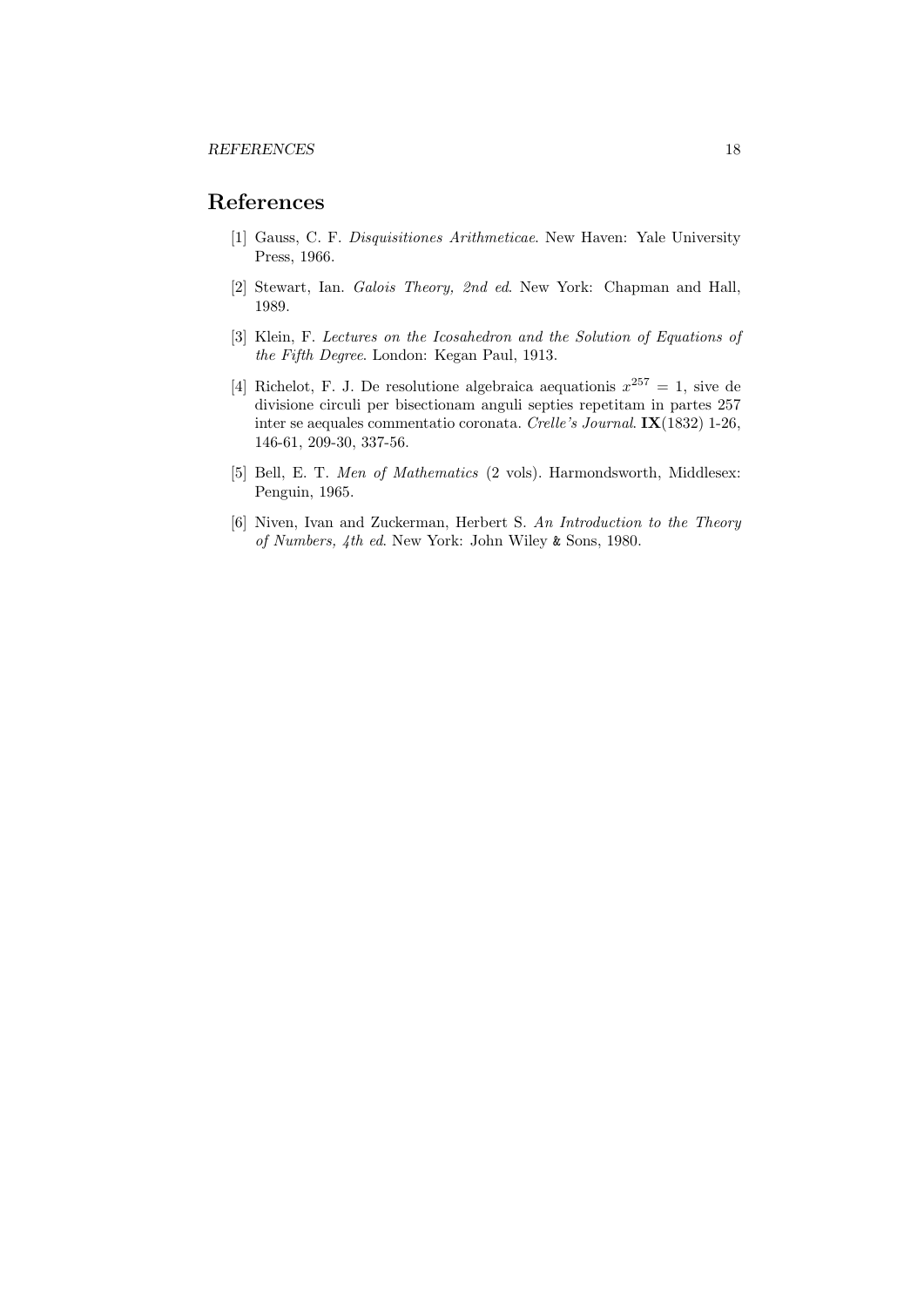# References

[1] Gauss, C. F. *Disquisitiones Arithmeticae*. New Haven: Yale University Press, 1966.

[2] Stewart, Ian. *Galois Theory, 2nd ed*. New York: Chapman and Hall, 1989.

[3] Klein, F. *Lectures on the Icosahedron and the Solution of Equations of the Fifth Degree*. London: Kegan Paul, 1913.

[4] Richelot, F. J. De resolutione algebraica aequationis $x^{257} = 1$, sive de divisione circuli per bisectionam anguli septies repetitam in partes 257 inter se aequales commentatio coronata. *Crelle's Journal*. **IX**(1832) 1-26, 146-61, 209-30, 337-56.

[5] Bell, E. T. *Men of Mathematics* (2 vols). Harmondsworth, Middlesex: Penguin, 1965.

[6] Niven, Ivan and Zuckerman, Herbert S. *An Introduction to the Theory of Numbers, 4th ed*. New York: John Wiley & Sons, 1980.